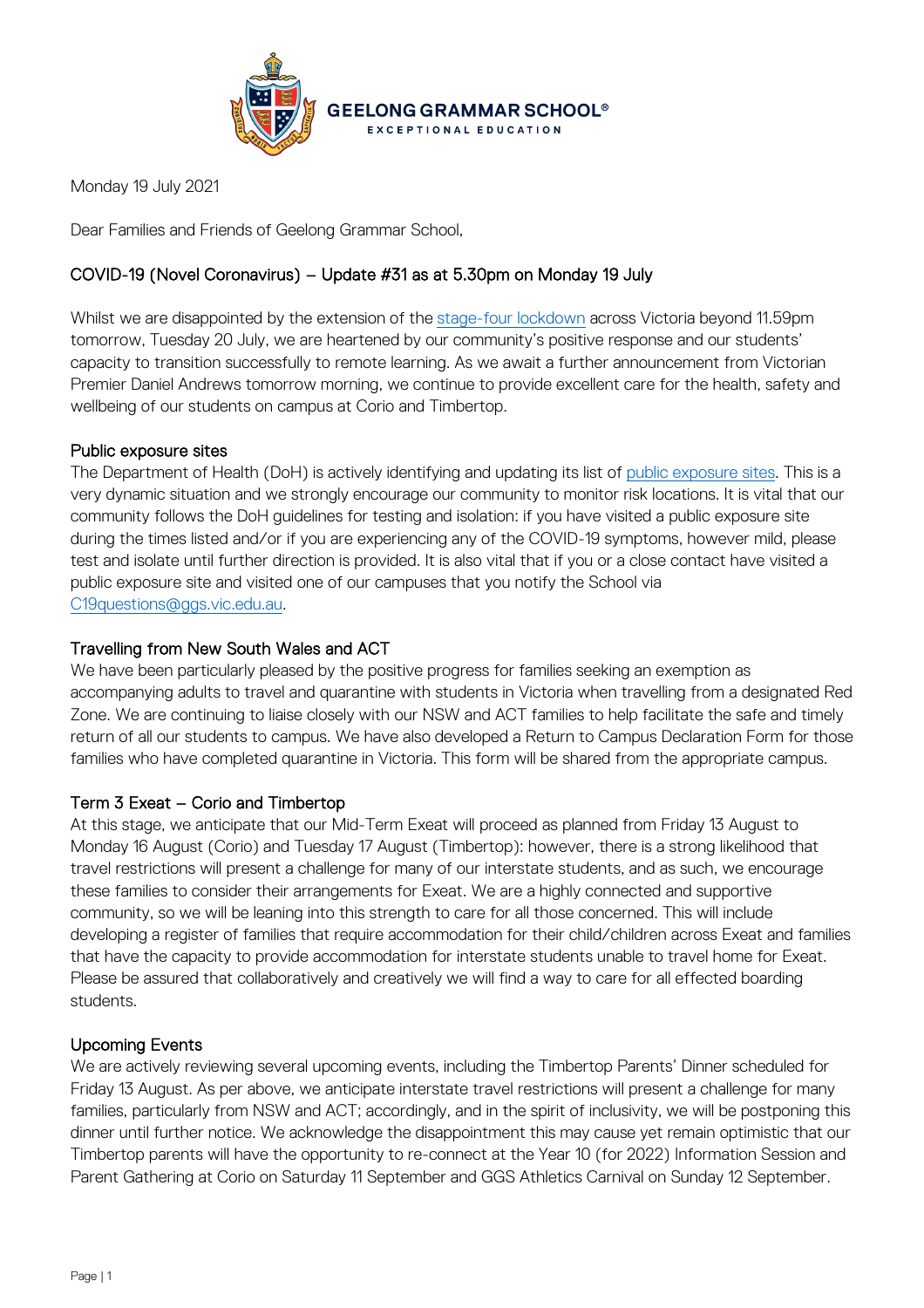GEELONG GRAMMAR SCHOOL®
EXCEPTIONAL EDUCATION

Monday 19 July 2021

Dear Families and Friends of Geelong Grammar School,

## COVID-19 (Novel Coronavirus) – Update #31 as at 5.30pm on Monday 19 July

Whilst we are disappointed by the extension of the stage-four lockdown across Victoria beyond 11.59pm tomorrow, Tuesday 20 July, we are heartened by our community's positive response and our students' capacity to transition successfully to remote learning. As we await a further announcement from Victorian Premier Daniel Andrews tomorrow morning, we continue to provide excellent care for the health, safety and wellbeing of our students on campus at Corio and Timbertop.

### Public exposure sites

The Department of Health (DoH) is actively identifying and updating its list of public exposure sites. This is a very dynamic situation and we strongly encourage our community to monitor risk locations. It is vital that our community follows the DoH guidelines for testing and isolation: if you have visited a public exposure site during the times listed and/or if you are experiencing any of the COVID-19 symptoms, however mild, please test and isolate until further direction is provided. It is also vital that if you or a close contact have visited a public exposure site and visited one of our campuses that you notify the School via C19questions@ggs.vic.edu.au.

### Travelling from New South Wales and ACT

We have been particularly pleased by the positive progress for families seeking an exemption as accompanying adults to travel and quarantine with students in Victoria when travelling from a designated Red Zone. We are continuing to liaise closely with our NSW and ACT families to help facilitate the safe and timely return of all our students to campus. We have also developed a Return to Campus Declaration Form for those families who have completed quarantine in Victoria. This form will be shared from the appropriate campus.

### Term 3 Exeat – Corio and Timbertop

At this stage, we anticipate that our Mid-Term Exeat will proceed as planned from Friday 13 August to Monday 16 August (Corio) and Tuesday 17 August (Timbertop): however, there is a strong likelihood that travel restrictions will present a challenge for many of our interstate students, and as such, we encourage these families to consider their arrangements for Exeat. We are a highly connected and supportive community, so we will be leaning into this strength to care for all those concerned. This will include developing a register of families that require accommodation for their child/children across Exeat and families that have the capacity to provide accommodation for interstate students unable to travel home for Exeat. Please be assured that collaboratively and creatively we will find a way to care for all effected boarding students.

### Upcoming Events

We are actively reviewing several upcoming events, including the Timbertop Parents' Dinner scheduled for Friday 13 August. As per above, we anticipate interstate travel restrictions will present a challenge for many families, particularly from NSW and ACT; accordingly, and in the spirit of inclusivity, we will be postponing this dinner until further notice. We acknowledge the disappointment this may cause yet remain optimistic that our Timbertop parents will have the opportunity to re-connect at the Year 10 (for 2022) Information Session and Parent Gathering at Corio on Saturday 11 September and GGS Athletics Carnival on Sunday 12 September.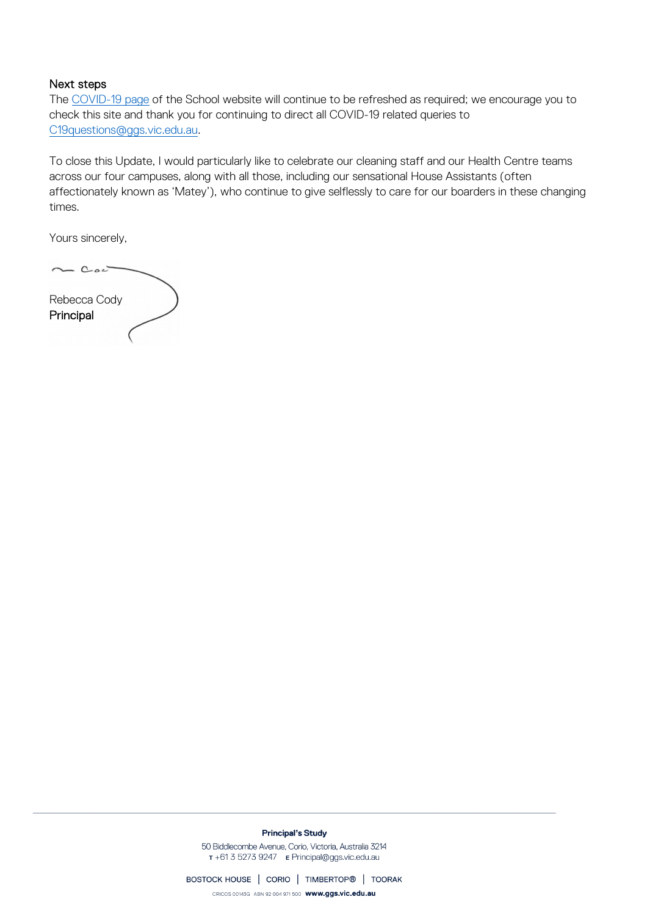### Next steps

The [COVID-19 page](#) of the School website will continue to be refreshed as required; we encourage you to check this site and thank you for continuing to direct all COVID-19 related queries to [C19questions@ggs.vic.edu.au](mailto:C19questions@ggs.vic.edu.au).

To close this Update, I would particularly like to celebrate our cleaning staff and our Health Centre teams across our four campuses, along with all those, including our sensational House Assistants (often affectionately known as 'Matey'), who continue to give selflessly to care for our boarders in these changing times.

Yours sincerely,

Rebecca Cody
**Principal**

**Principal's Study**
50 Biddlecombe Avenue, Corio, Victoria, Australia 3214
T +61 3 5273 9247 E Principal@ggs.vic.edu.au

BOSTOCK HOUSE | CORIO | TIMBERTOP® | TOORAK

CRICOS 00143G ABN 92 004 971 500 **www.ggs.vic.edu.au**